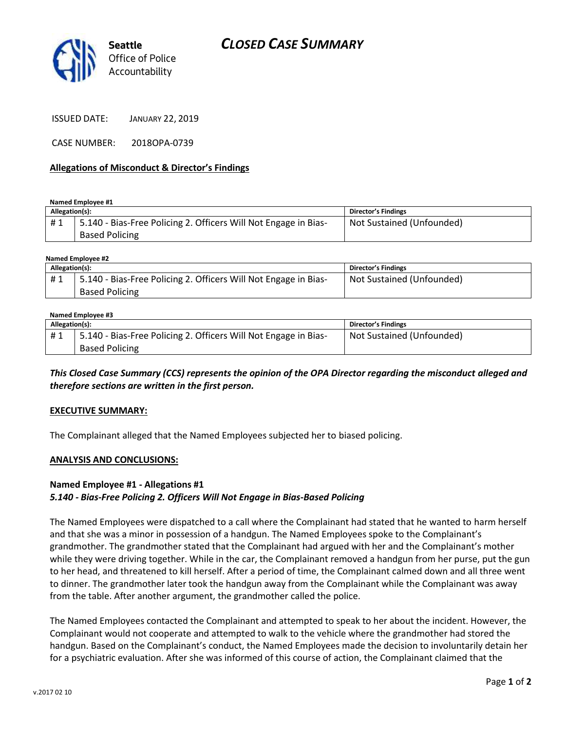Seattle Office of Police Accountability

# CLOSED CASE SUMMARY

ISSUED DATE: JANUARY 22, 2019

CASE NUMBER: 2018OPA-0739

**Allegations of Misconduct & Director's Findings**

**Named Employee #1**

| Allegation(s): | | Director's Findings |
|---|---|---|
| # 1 | 5.140 - Bias-Free Policing 2. Officers Will Not Engage in Bias-Based Policing | Not Sustained (Unfounded) |

**Named Employee #2**

| Allegation(s): | | Director's Findings |
|---|---|---|
| # 1 | 5.140 - Bias-Free Policing 2. Officers Will Not Engage in Bias-Based Policing | Not Sustained (Unfounded) |

**Named Employee #3**

| Allegation(s): | | Director's Findings |
|---|---|---|
| # 1 | 5.140 - Bias-Free Policing 2. Officers Will Not Engage in Bias-Based Policing | Not Sustained (Unfounded) |

***This Closed Case Summary (CCS) represents the opinion of the OPA Director regarding the misconduct alleged and therefore sections are written in the first person.***

**EXECUTIVE SUMMARY:**

The Complainant alleged that the Named Employees subjected her to biased policing.

**ANALYSIS AND CONCLUSIONS:**

**Named Employee #1 - Allegations #1**
***5.140 - Bias-Free Policing 2. Officers Will Not Engage in Bias-Based Policing***

The Named Employees were dispatched to a call where the Complainant had stated that he wanted to harm herself and that she was a minor in possession of a handgun. The Named Employees spoke to the Complainant's grandmother. The grandmother stated that the Complainant had argued with her and the Complainant's mother while they were driving together. While in the car, the Complainant removed a handgun from her purse, put the gun to her head, and threatened to kill herself. After a period of time, the Complainant calmed down and all three went to dinner. The grandmother later took the handgun away from the Complainant while the Complainant was away from the table. After another argument, the grandmother called the police.

The Named Employees contacted the Complainant and attempted to speak to her about the incident. However, the Complainant would not cooperate and attempted to walk to the vehicle where the grandmother had stored the handgun. Based on the Complainant's conduct, the Named Employees made the decision to involuntarily detain her for a psychiatric evaluation. After she was informed of this course of action, the Complainant claimed that the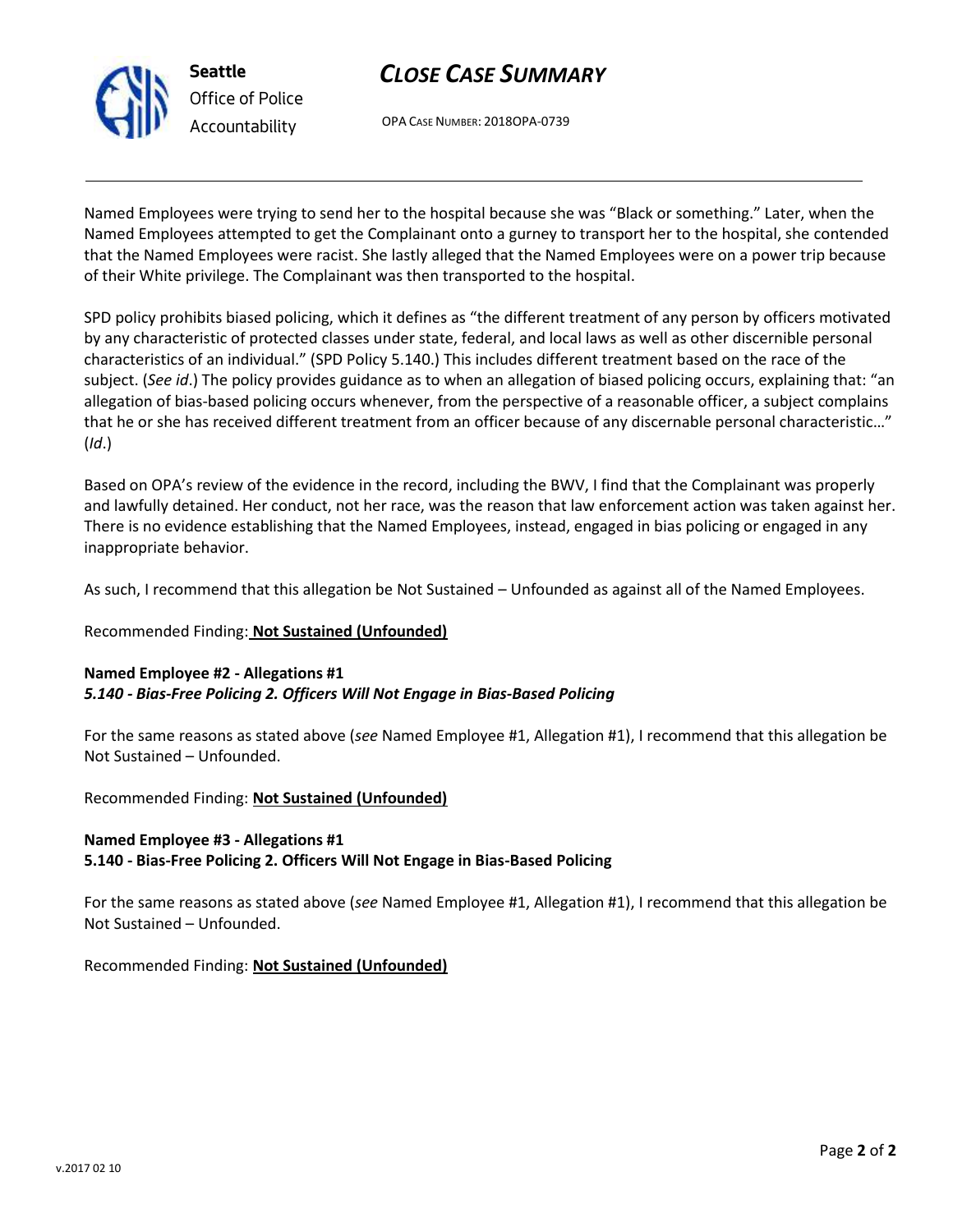Named Employees were trying to send her to the hospital because she was "Black or something." Later, when the Named Employees attempted to get the Complainant onto a gurney to transport her to the hospital, she contended that the Named Employees were racist. She lastly alleged that the Named Employees were on a power trip because of their White privilege. The Complainant was then transported to the hospital.

SPD policy prohibits biased policing, which it defines as "the different treatment of any person by officers motivated by any characteristic of protected classes under state, federal, and local laws as well as other discernible personal characteristics of an individual." (SPD Policy 5.140.) This includes different treatment based on the race of the subject. (*See id*.) The policy provides guidance as to when an allegation of biased policing occurs, explaining that: "an allegation of bias-based policing occurs whenever, from the perspective of a reasonable officer, a subject complains that he or she has received different treatment from an officer because of any discernable personal characteristic…" (*Id*.)

Based on OPA's review of the evidence in the record, including the BWV, I find that the Complainant was properly and lawfully detained. Her conduct, not her race, was the reason that law enforcement action was taken against her. There is no evidence establishing that the Named Employees, instead, engaged in bias policing or engaged in any inappropriate behavior.

As such, I recommend that this allegation be Not Sustained – Unfounded as against all of the Named Employees.

Recommended Finding: **Not Sustained (Unfounded)**

**Named Employee #2 - Allegations #1**
***5.140 - Bias-Free Policing 2. Officers Will Not Engage in Bias-Based Policing***

For the same reasons as stated above (*see* Named Employee #1, Allegation #1), I recommend that this allegation be Not Sustained – Unfounded.

Recommended Finding: **Not Sustained (Unfounded)**

**Named Employee #3 - Allegations #1**
**5.140 - Bias-Free Policing 2. Officers Will Not Engage in Bias-Based Policing**

For the same reasons as stated above (*see* Named Employee #1, Allegation #1), I recommend that this allegation be Not Sustained – Unfounded.

Recommended Finding: **Not Sustained (Unfounded)**